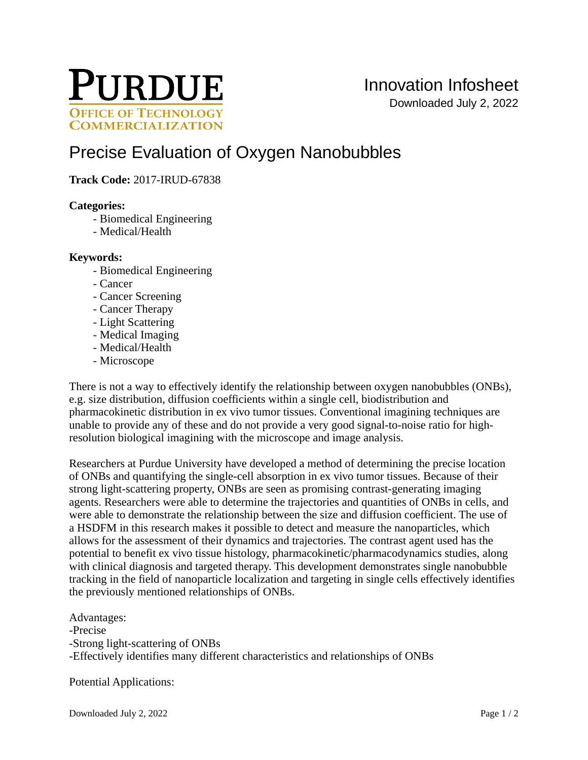PURDUE
OFFICE OF TECHNOLOGY COMMERCIALIZATION

Innovation Infosheet
Downloaded July 2, 2022

# Precise Evaluation of Oxygen Nanobubbles

**Track Code:** 2017-IRUD-67838

**Categories:**

- Biomedical Engineering
- Medical/Health

**Keywords:**

- Biomedical Engineering
- Cancer
- Cancer Screening
- Cancer Therapy
- Light Scattering
- Medical Imaging
- Medical/Health
- Microscope

There is not a way to effectively identify the relationship between oxygen nanobubbles (ONBs), e.g. size distribution, diffusion coefficients within a single cell, biodistribution and pharmacokinetic distribution in ex vivo tumor tissues. Conventional imagining techniques are unable to provide any of these and do not provide a very good signal-to-noise ratio for high-resolution biological imagining with the microscope and image analysis.

Researchers at Purdue University have developed a method of determining the precise location of ONBs and quantifying the single-cell absorption in ex vivo tumor tissues. Because of their strong light-scattering property, ONBs are seen as promising contrast-generating imaging agents. Researchers were able to determine the trajectories and quantities of ONBs in cells, and were able to demonstrate the relationship between the size and diffusion coefficient. The use of a HSDFM in this research makes it possible to detect and measure the nanoparticles, which allows for the assessment of their dynamics and trajectories. The contrast agent used has the potential to benefit ex vivo tissue histology, pharmacokinetic/pharmacodynamics studies, along with clinical diagnosis and targeted therapy. This development demonstrates single nanobubble tracking in the field of nanoparticle localization and targeting in single cells effectively identifies the previously mentioned relationships of ONBs.

Advantages:
-Precise
-Strong light-scattering of ONBs
-Effectively identifies many different characteristics and relationships of ONBs

Potential Applications: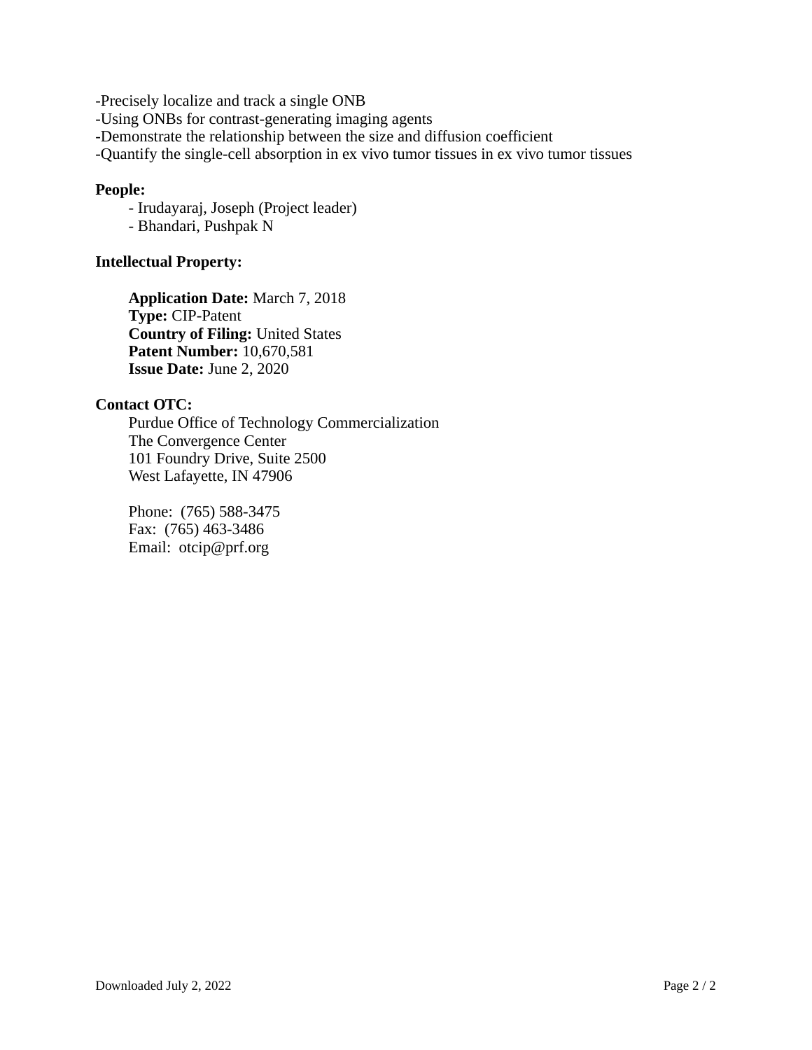-Precisely localize and track a single ONB
-Using ONBs for contrast-generating imaging agents
-Demonstrate the relationship between the size and diffusion coefficient
-Quantify the single-cell absorption in ex vivo tumor tissues in ex vivo tumor tissues

**People:**

- Irudayaraj, Joseph (Project leader)
- Bhandari, Pushpak N

**Intellectual Property:**

**Application Date:** March 7, 2018
**Type:** CIP-Patent
**Country of Filing:** United States
**Patent Number:** 10,670,581
**Issue Date:** June 2, 2020

**Contact OTC:**

Purdue Office of Technology Commercialization
The Convergence Center
101 Foundry Drive, Suite 2500
West Lafayette, IN 47906

Phone: (765) 588-3475
Fax: (765) 463-3486
Email: otcip@prf.org

Downloaded July 2, 2022